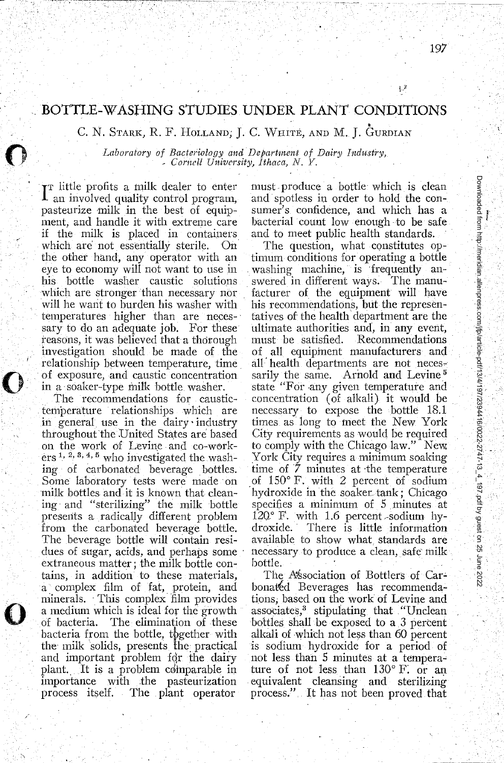# BOTTLE-WASHING STUDIES UNDER PLANT CONDITIONS

C. N. Stark, R. F. Holland, J. C. White, and M. J. Gurdian

*Laboratory of Bacteriology and Department of Dairy Industry, Cornell University, Ithaca, N. Y.*

It little profits a milk dealer to enter an involved quality control program, pasteurize milk in the best of equipment, and handle it with extreme care if the milk is placed in containers which are not essentially sterile. On the other hand, any operator with an eye to economy will not want to use in his bottle washer caustic solutions which are stronger than necessary nor will he want to burden his washer with temperatures higher than are necessary to do an adequate job. For these reasons, it was believed that a thorough investigation should be made of the relationship between temperature, time of exposure, and caustic concentration in a soaker-type milk bottle washer.

The recommendations for caustic-temperature relationships which are in general use in the dairy industry throughout the United States are based on the work of Levine and co-workers [1, 2, 3, 4, 5] who investigated the washing of carbonated beverage bottles. Some laboratory tests were made on milk bottles and it is known that cleaning and "sterilizing" the milk bottle presents a radically different problem from the carbonated beverage bottle. The beverage bottle will contain residues of sugar, acids, and perhaps some extraneous matter; the milk bottle contains, in addition to these materials, a complex film of fat, protein, and minerals. This complex film provides a medium which is ideal for the growth of bacteria. The elimination of these bacteria from the bottle, together with the milk solids, presents the practical and important problem for the dairy plant. It is a problem comparable in importance with the pasteurization process itself. The plant operator must produce a bottle which is clean and spotless in order to hold the consumer's confidence, and which has a bacterial count low enough to be safe and to meet public health standards.

The question, what constitutes optimum conditions for operating a bottle washing machine, is frequently answered in different ways. The manufacturer of the equipment will have his recommendations, but the representatives of the health department are the ultimate authorities and, in any event, must be satisfied. Recommendations of all equipment manufacturers and all health departments are not necessarily the same. Arnold and Levine [5] state "For any given temperature and concentration (of alkali) it would be necessary to expose the bottle 18.1 times as long to meet the New York City requirements as would be required to comply with the Chicago law." New York City requires a minimum soaking time of 7 minutes at the temperature of 150° F. with 2 percent of sodium hydroxide in the soaker tank; Chicago specifies a minimum of 5 minutes at 120° F. with 1.6 percent sodium hydroxide. There is little information available to show what standards are necessary to produce a clean, safe milk bottle.

The Association of Bottlers of Carbonated Beverages has recommendations, based on the work of Levine and associates,[3] stipulating that "Unclean bottles shall be exposed to a 3 percent alkali of which not less than 60 percent is sodium hydroxide for a period of not less than 5 minutes at a temperature of not less than 130° F. or an equivalent cleansing and sterilizing process." It has not been proved that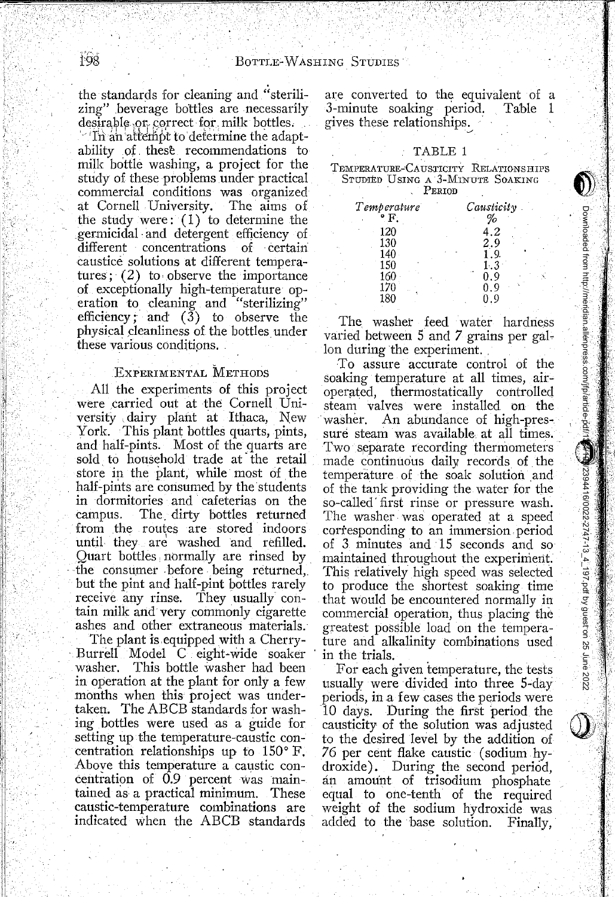the standards for cleaning and "sterilizing" beverage bottles are necessarily desirable or correct for milk bottles.

In an attempt to determine the adaptability of these recommendations to milk bottle washing, a project for the study of these problems under practical commercial conditions was organized at Cornell University. The aims of the study were: (1) to determine the germicidal and detergent efficiency of different concentrations of certain caustice solutions at different temperatures; (2) to observe the importance of exceptionally high-temperature operation to cleaning and "sterilizing" efficiency; and (3) to observe the physical cleanliness of the bottles under these various conditions.

## Experimental Methods

All the experiments of this project were carried out at the Cornell University dairy plant at Ithaca, New York. This plant bottles quarts, pints, and half-pints. Most of the quarts are sold to household trade at the retail store in the plant, while most of the half-pints are consumed by the students in dormitories and cafeterias on the campus. The dirty bottles returned from the routes are stored indoors until they are washed and refilled. Quart bottles normally are rinsed by the consumer before being returned, but the pint and half-pint bottles rarely receive any rinse. They usually contain milk and very commonly cigarette ashes and other extraneous materials.

The plant is equipped with a Cherry-Burrell Model C eight-wide soaker washer. This bottle washer had been in operation at the plant for only a few months when this project was undertaken. The ABCB standards for washing bottles were used as a guide for setting up the temperature-caustic concentration relationships up to 150° F. Above this temperature a caustic concentration of 0.9 percent was maintained as a practical minimum. These caustic-temperature combinations are indicated when the ABCB standards are converted to the equivalent of a 3-minute soaking period. Table 1 gives these relationships.

TABLE 1

Temperature-Causticity Relationships Studied Using a 3-Minute Soaking Period

| *Temperature* ° F. | *Causticity* % |
|---|---|
| 120 | 4.2 |
| 130 | 2.9 |
| 140 | 1.9 |
| 150 | 1.3 |
| 160 | 0.9 |
| 170 | 0.9 |
| 180 | 0.9 |

The washer feed water hardness varied between 5 and 7 grains per gallon during the experiment.

To assure accurate control of the soaking temperature at all times, air-operated, thermostatically controlled steam valves were installed on the washer. An abundance of high-pressure steam was available at all times. Two separate recording thermometers made continuous daily records of the temperature of the soak solution and of the tank providing the water for the so-called first rinse or pressure wash. The washer was operated at a speed corresponding to an immersion period of 3 minutes and 15 seconds and so maintained throughout the experiment. This relatively high speed was selected to produce the shortest soaking time that would be encountered normally in commercial operation, thus placing the greatest possible load on the temperature and alkalinity combinations used in the trials.

For each given temperature, the tests usually were divided into three 5-day periods, in a few cases the periods were 10 days. During the first period the causticity of the solution was adjusted to the desired level by the addition of 76 per cent flake caustic (sodium hydroxide). During the second period, an amount of trisodium phosphate equal to one-tenth of the required weight of the sodium hydroxide was added to the base solution. Finally,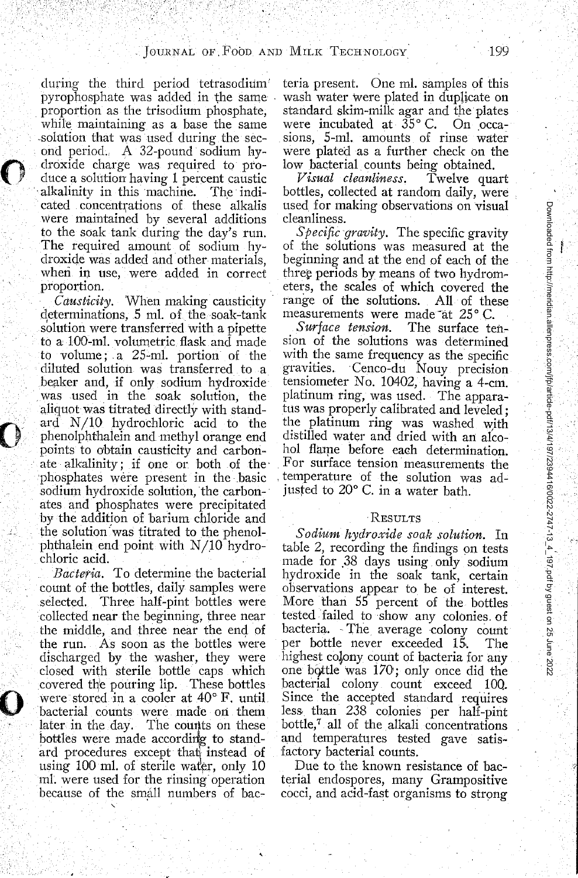during the third period tetrasodium pyrophosphate was added in the same proportion as the trisodium phosphate, while maintaining as a base the same solution that was used during the second period. A 32-pound sodium hydroxide charge was required to produce a solution having 1 percent caustic alkalinity in this machine. The indicated concentrations of these alkalis were maintained by several additions to the soak tank during the day's run. The required amount of sodium hydroxide was added and other materials, when in use, were added in correct proportion.

*Causticity.* When making causticity determinations, 5 ml. of the soak-tank solution were transferred with a pipette to a 100-ml. volumetric flask and made to volume; a 25-ml. portion of the diluted solution was transferred to a beaker and, if only sodium hydroxide was used in the soak solution, the aliquot was titrated directly with standard N/10 hydrochloric acid to the phenolphthalein and methyl orange end points to obtain causticity and carbonate alkalinity; if one or both of the phosphates were present in the basic sodium hydroxide solution, the carbonates and phosphates were precipitated by the addition of barium chloride and the solution was titrated to the phenolphthalein end point with N/10 hydrochloric acid.

*Bacteria.* To determine the bacterial count of the bottles, daily samples were selected. Three half-pint bottles were collected near the beginning, three near the middle, and three near the end of the run. As soon as the bottles were discharged by the washer, they were closed with sterile bottle caps which covered the pouring lip. These bottles were stored in a cooler at 40° F. until bacterial counts were made on them later in the day. The counts on these bottles were made according to standard procedures except that instead of using 100 ml. of sterile water, only 10 ml. were used for the rinsing operation because of the small numbers of bacteria present. One ml. samples of this wash water were plated in duplicate on standard skim-milk agar and the plates were incubated at 35° C. On occasions, 5-ml. amounts of rinse water were plated as a further check on the low bacterial counts being obtained.

*Visual cleanliness.* Twelve quart bottles, collected at random daily, were used for making observations on visual cleanliness.

*Specific gravity.* The specific gravity of the solutions was measured at the beginning and at the end of each of the three periods by means of two hydrometers, the scales of which covered the range of the solutions. All of these measurements were made at 25° C.

*Surface tension.* The surface tension of the solutions was determined with the same frequency as the specific gravities. Cenco-du Nouy precision tensiometer No. 10402, having a 4-cm. platinum ring, was used. The apparatus was properly calibrated and leveled; the platinum ring was washed with distilled water and dried with an alcohol flame before each determination. For surface tension measurements the temperature of the solution was adjusted to 20° C. in a water bath.

## Results

*Sodium hydroxide soak solution.* In table 2, recording the findings on tests made for 38 days using only sodium hydroxide in the soak tank, certain observations appear to be of interest. More than 55 percent of the bottles tested failed to show any colonies of bacteria. The average colony count per bottle never exceeded 15. The highest colony count of bacteria for any one bottle was 170; only once did the bacterial colony count exceed 100. Since the accepted standard requires less than 238 colonies per half-pint bottle,[7] all of the alkali concentrations and temperatures tested gave satisfactory bacterial counts.

Due to the known resistance of bacterial endospores, many Grampositive cocci, and acid-fast organisms to strong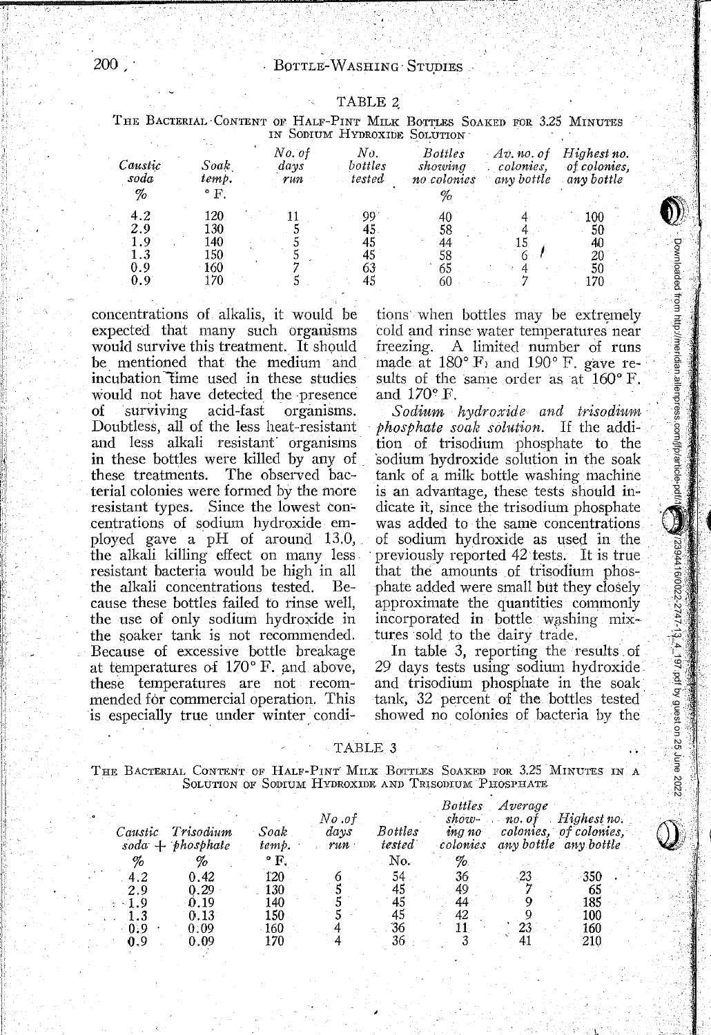TABLE 2

THE BACTERIAL CONTENT OF HALF-PINT MILK BOTTLES SOAKED FOR 3.25 MINUTES IN SODIUM HYDROXIDE SOLUTION

| Caustic soda % | Soak temp. °F. | No. of days run | No. bottles tested | Bottles showing no colonies % | Av. no. of colonies, any bottle | Highest no. of colonies, any bottle |
|---|---|---|---|---|---|---|
| 4.2 | 120 | 11 | 99 | 40 | 4 | 100 |
| 2.9 | 130 | 5 | 45 | 58 | 4 | 50 |
| 1.9 | 140 | 5 | 45 | 44 | 15 | 40 |
| 1.3 | 150 | 5 | 45 | 58 | 6 | 20 |
| 0.9 | 160 | 7 | 63 | 65 | 4 | 50 |
| 0.9 | 170 | 5 | 45 | 60 | 7 | 170 |

concentrations of alkalis, it would be expected that many such organisms would survive this treatment. It should be mentioned that the medium and incubation time used in these studies would not have detected the presence of surviving acid-fast organisms. Doubtless, all of the less heat-resistant and less alkali resistant organisms in these bottles were killed by any of these treatments. The observed bacterial colonies were formed by the more resistant types. Since the lowest concentrations of sodium hydroxide employed gave a pH of around 13.0, the alkali killing effect on many less resistant bacteria would be high in all the alkali concentrations tested. Because these bottles failed to rinse well, the use of only sodium hydroxide in the soaker tank is not recommended. Because of excessive bottle breakage at temperatures of 170° F. and above, these temperatures are not recommended for commercial operation. This is especially true under winter conditions when bottles may be extremely cold and rinse water temperatures near freezing. A limited number of runs made at 180° F. and 190° F. gave results of the same order as at 160° F. and 170° F.

*Sodium hydroxide and trisodium phosphate soak solution.* If the addition of trisodium phosphate to the sodium hydroxide solution in the soak tank of a milk bottle washing machine is an advantage, these tests should indicate it, since the trisodium phosphate was added to the same concentrations of sodium hydroxide as used in the previously reported 42 tests. It is true that the amounts of trisodium phosphate added were small but they closely approximate the quantities commonly incorporated in bottle washing mixtures sold to the dairy trade.

In table 3, reporting the results of 29 days tests using sodium hydroxide and trisodium phosphate in the soak tank, 32 percent of the bottles tested showed no colonies of bacteria by the

TABLE 3

THE BACTERIAL CONTENT OF HALF-PINT MILK BOTTLES SOAKED FOR 3.25 MINUTES IN A SOLUTION OF SODIUM HYDROXIDE AND TRISODIUM PHOSPHATE

| Caustic soda + % | Trisodium phosphate % | Soak temp. °F. | No. of days run | Bottles tested No. | Bottles showing no colonies % | Average no. of colonies, any bottle | Highest no. of colonies, any bottle |
|---|---|---|---|---|---|---|---|
| 4.2 | 0.42 | 120 | 6 | 54 | 36 | 23 | 350 |
| 2.9 | 0.29 | 130 | 5 | 45 | 49 | 7 | 65 |
| 1.9 | 0.19 | 140 | 5 | 45 | 44 | 9 | 185 |
| 1.3 | 0.13 | 150 | 5 | 45 | 42 | 9 | 100 |
| 0.9 | 0.09 | 160 | 4 | 36 | 11 | 23 | 160 |
| 0.9 | 0.09 | 170 | 4 | 36 | 3 | 41 | 210 |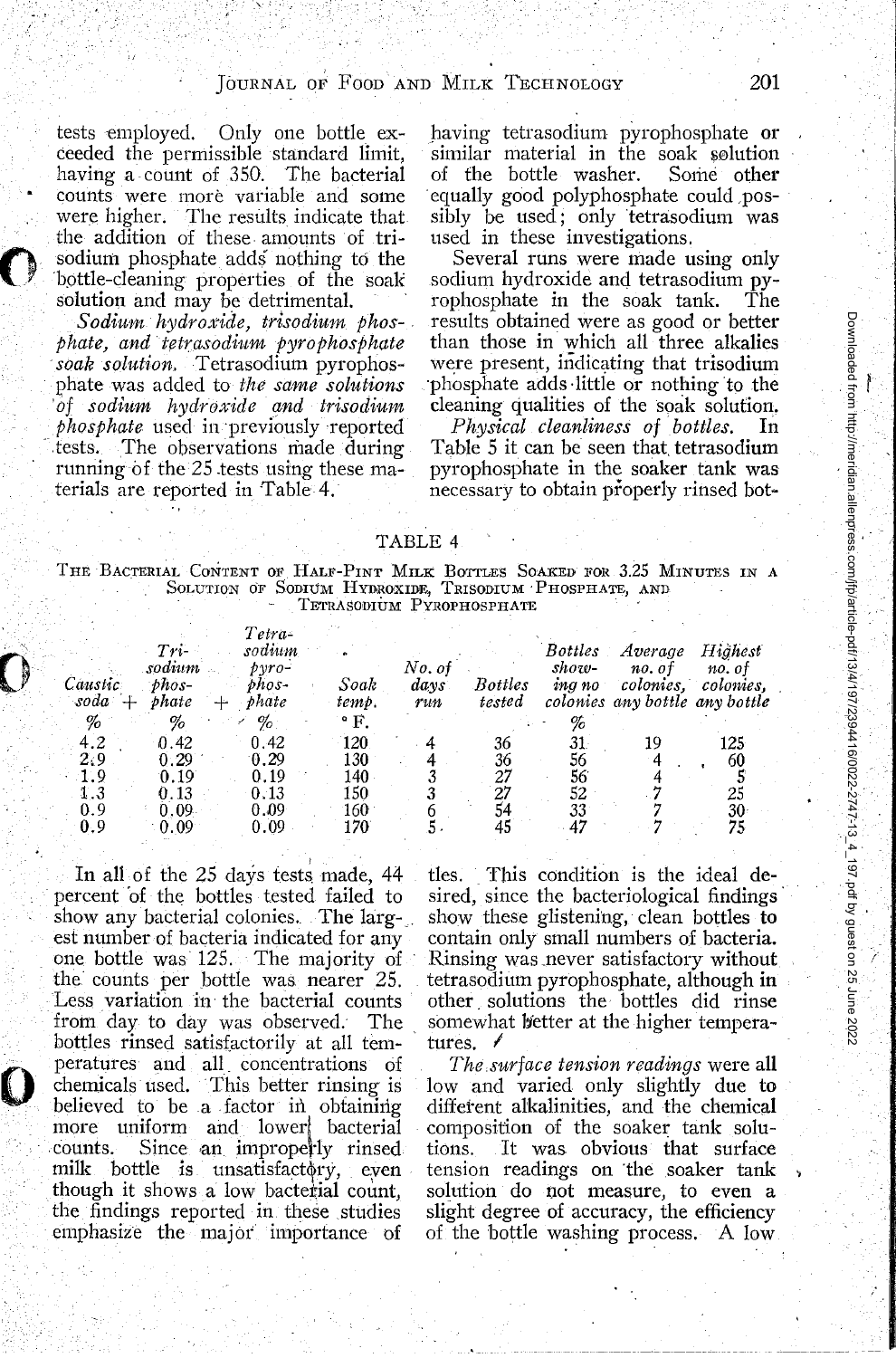tests employed. Only one bottle exceeded the permissible standard limit, having a count of 350. The bacterial counts were more variable and some were higher. The results indicate that the addition of these amounts of trisodium phosphate adds nothing to the bottle-cleaning properties of the soak solution and may be detrimental.

*Sodium hydroxide, trisodium phosphate, and tetrasodium pyrophosphate soak solution.* Tetrasodium pyrophosphate was added to *the same solutions of sodium hydroxide and trisodium phosphate* used in previously reported tests. The observations made during running of the 25 tests using these materials are reported in Table 4.

TABLE 4

THE BACTERIAL CONTENT OF HALF-PINT MILK BOTTLES SOAKED FOR 3.25 MINUTES IN A SOLUTION OF SODIUM HYDROXIDE, TRISODIUM PHOSPHATE, AND TETRASODIUM PYROPHOSPHATE

| Caustic soda + | Trisodium phosphate + | Tetrasodium pyrophosphate | Soak temp. | No. of days run | Bottles tested | Bottles showing no colonies | Average no. of colonies, any bottle | Highest no. of colonies, any bottle |
|---|---|---|---|---|---|---|---|---|
| % | % | % | ° F. | | | % | | |
| 4.2 | 0.42 | 0.42 | 120 | 4 | 36 | 31 | 19 | 125 |
| 2.9 | 0.29 | 0.29 | 130 | 4 | 36 | 56 | 4 | 60 |
| 1.9 | 0.19 | 0.19 | 140 | 3 | 27 | 56 | 4 | 5 |
| 1.3 | 0.13 | 0.13 | 150 | 3 | 27 | 52 | 7 | 25 |
| 0.9 | 0.09 | 0.09 | 160 | 6 | 54 | 33 | 7 | 30 |
| 0.9 | 0.09 | 0.09 | 170 | 5 | 45 | 47 | 7 | 75 |

In all of the 25 days tests made, 44 percent of the bottles tested failed to show any bacterial colonies. The largest number of bacteria indicated for any one bottle was 125. The majority of the counts per bottle was nearer 25. Less variation in the bacterial counts from day to day was observed. The bottles rinsed satisfactorily at all temperatures and all concentrations of chemicals used. This better rinsing is believed to be a factor in obtaining more uniform and lower bacterial counts. Since an improperly rinsed milk bottle is unsatisfactory, even though it shows a low bacterial count, the findings reported in these studies emphasize the major importance of having tetrasodium pyrophosphate or similar material in the soak solution of the bottle washer. Some other equally good polyphosphate could possibly be used; only tetrasodium was used in these investigations.

Several runs were made using only sodium hydroxide and tetrasodium pyrophosphate in the soak tank. The results obtained were as good or better than those in which all three alkalies were present, indicating that trisodium phosphate adds little or nothing to the cleaning qualities of the soak solution.

*Physical cleanliness of bottles.* In Table 5 it can be seen that tetrasodium pyrophosphate in the soaker tank was necessary to obtain properly rinsed bottles. This condition is the ideal desired, since the bacteriological findings show these glistening, clean bottles to contain only small numbers of bacteria. Rinsing was never satisfactory without tetrasodium pyrophosphate, although in other solutions the bottles did rinse somewhat better at the higher temperatures.

*The surface tension readings* were all low and varied only slightly due to different alkalinities, and the chemical composition of the soaker tank solutions. It was obvious that surface tension readings on the soaker tank solution do not measure, to even a slight degree of accuracy, the efficiency of the bottle washing process. A low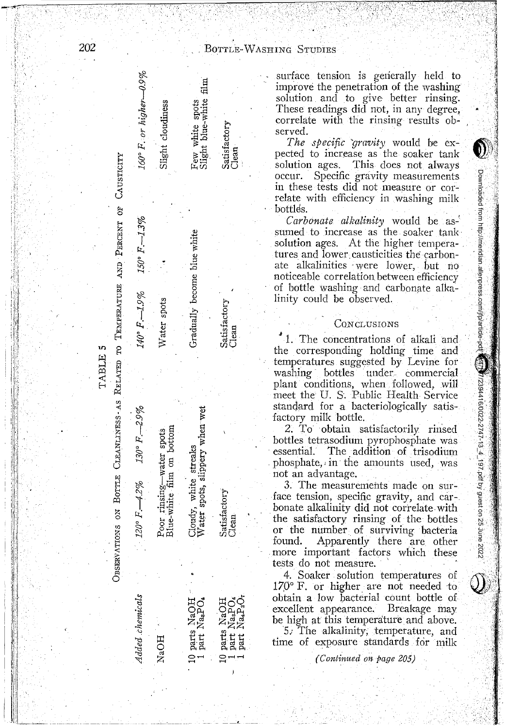TABLE 5

Observations on Bottle Cleanliness as Related to Temperature and Percent of Causticity

| *Added chemicals* | *120° F.—4.2%* | *130° F.—2.9%* | *140° F.—1.9%* | *150° F.—1.3%* | *160° F. or higher—0.9%* |
|---|---|---|---|---|---|
| NaOH | Poor rinsing—water spots<br>Blue-white film on bottom | | Water spots | | Slight cloudiness |
| 10 parts NaOH<br>1 part $Na_3PO_4$ | Cloudy, white streaks<br>Water spots, slippery when wet | | Gradually become blue white | | Few white spots<br>Slight blue-white film |
| 10 parts NaOH<br>1 part $Na_3PO_4$<br>1 part $Na_4P_2O_7$ | Satisfactory<br>Clean | | Satisfactory<br>Clean | | Satisfactory<br>Clean |

surface tension is generally held to improve the penetration of the washing solution and to give better rinsing. These readings did not, in any degree, correlate with the rinsing results observed.

*The specific gravity* would be expected to increase as the soaker tank solution ages. This does not always occur. Specific gravity measurements in these tests did not measure or correlate with efficiency in washing milk bottles.

*Carbonate alkalinity* would be assumed to increase as the soaker tank solution ages. At the higher temperatures and lower causticities the carbonate alkalinities were lower, but no noticeable correlation between efficiency of bottle washing and carbonate alkalinity could be observed.

## Conclusions

1. The concentrations of alkali and the corresponding holding time and temperatures suggested by Levine for washing bottles under commercial plant conditions, when followed, will meet the U. S. Public Health Service standard for a bacteriologically satisfactory milk bottle.

2. To obtain satisfactorily rinsed bottles tetrasodium pyrophosphate was essential. The addition of trisodium phosphate, in the amounts used, was not an advantage.

3. The measurements made on surface tension, specific gravity, and carbonate alkalinity did not correlate with the satisfactory rinsing of the bottles or the number of surviving bacteria found. Apparently there are other more important factors which these tests do not measure.

4. Soaker solution temperatures of 170° F. or higher are not needed to obtain a low bacterial count bottle of excellent appearance. Breakage may be high at this temperature and above.

5. The alkalinity, temperature, and time of exposure standards for milk

*(Continued on page 205)*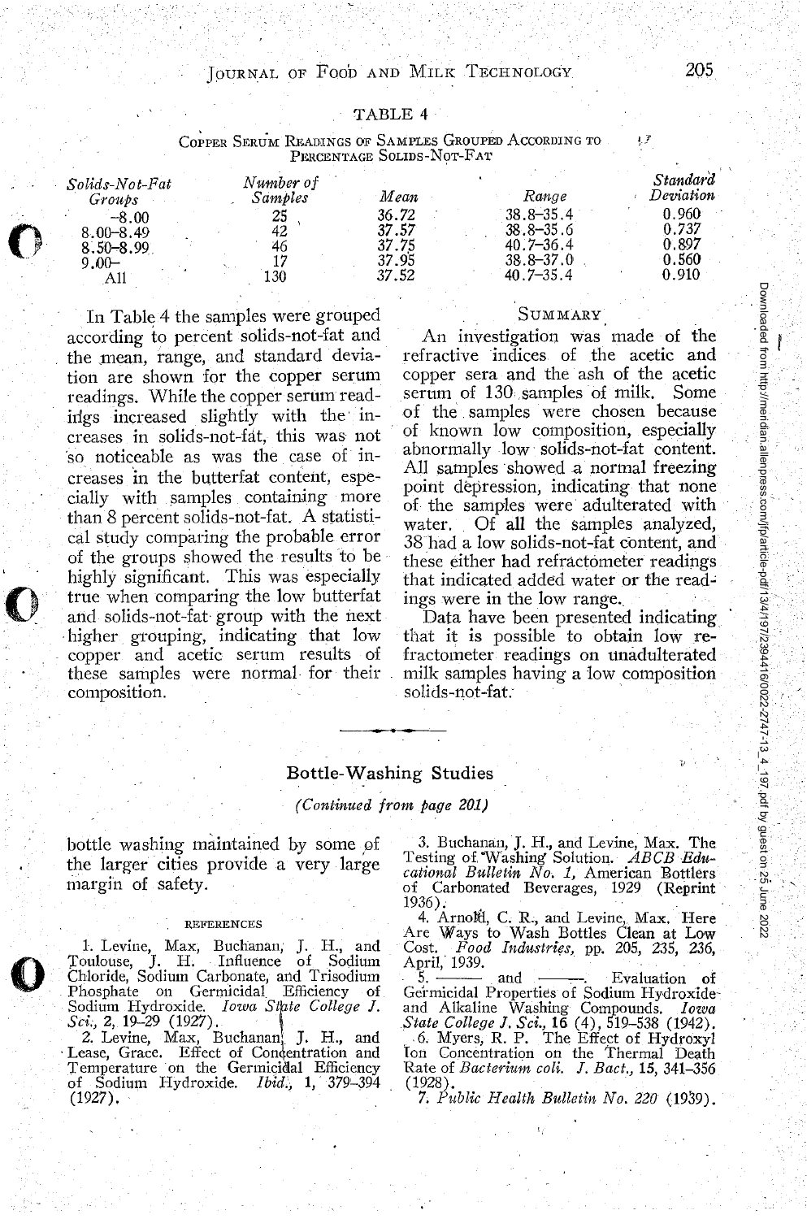TABLE 4

Copper Serum Readings of Samples Grouped According to Percentage Solids-Not-Fat

| *Solids-Not-Fat Groups* | *Number of Samples* | *Mean* | *Range* | *Standard Deviation* |
|---|---|---|---|---|
| –8.00 | 25 | 36.72 | 38.8–35.4 | 0.960 |
| 8.00–8.49 | 42 | 37.57 | 38.8–35.6 | 0.737 |
| 8.50–8.99 | 46 | 37.75 | 40.7–36.4 | 0.897 |
| 9.00– | 17 | 37.95 | 38.8–37.0 | 0.560 |
| All | 130 | 37.52 | 40.7–35.4 | 0.910 |

In Table 4 the samples were grouped according to percent solids-not-fat and the mean, range, and standard deviation are shown for the copper serum readings. While the copper serum readings increased slightly with the increases in solids-not-fat, this was not so noticeable as was the case of increases in the butterfat content, especially with samples containing more than 8 percent solids-not-fat. A statistical study comparing the probable error of the groups showed the results to be highly significant. This was especially true when comparing the low butterfat and solids-not-fat group with the next higher grouping, indicating that low copper and acetic serum results of these samples were normal for their composition.

## Summary

An investigation was made of the refractive indices of the acetic and copper sera and the ash of the acetic serum of 130 samples of milk. Some of the samples were chosen because of known low composition, especially abnormally low solids-not-fat content. All samples showed a normal freezing point depression, indicating that none of the samples were adulterated with water. Of all the samples analyzed, 38 had a low solids-not-fat content, and these either had refractometer readings that indicated added water or the readings were in the low range.

Data have been presented indicating that it is possible to obtain low refractometer readings on unadulterated milk samples having a low composition solids-not-fat.

## Bottle-Washing Studies

*(Continued from page 201)*

bottle washing maintained by some of the larger cities provide a very large margin of safety.

### References

1. Levine, Max, Buchanan, J. H., and Toulouse, J. H. Influence of Sodium Chloride, Sodium Carbonate, and Trisodium Phosphate on Germicidal Efficiency of Sodium Hydroxide. *Iowa State College J. Sci.*, **2**, 19–29 (1927).
2. Levine, Max, Buchanan, J. H., and Lease, Grace. Effect of Concentration and Temperature on the Germicidal Efficiency of Sodium Hydroxide. *Ibid.*, **1**, 379–394 (1927).
3. Buchanan, J. H., and Levine, Max. The Testing of Washing Solution. *ABCB Educational Bulletin No. 1*, American Bottlers of Carbonated Beverages, 1929 (Reprint 1936).
4. Arnold, C. R., and Levine, Max. Here Are Ways to Wash Bottles Clean at Low Cost. *Food Industries*, pp. 205, 235, 236, April, 1939.
5. ——— and ———. Evaluation of Germicidal Properties of Sodium Hydroxide and Alkaline Washing Compounds. *Iowa State College J. Sci.*, **16** (4), 519–538 (1942).
6. Myers, R. P. The Effect of Hydroxyl Ion Concentration on the Thermal Death Rate of *Bacterium coli*. *J. Bact.*, **15**, 341–356 (1928).
7. *Public Health Bulletin No. 220* (1939).